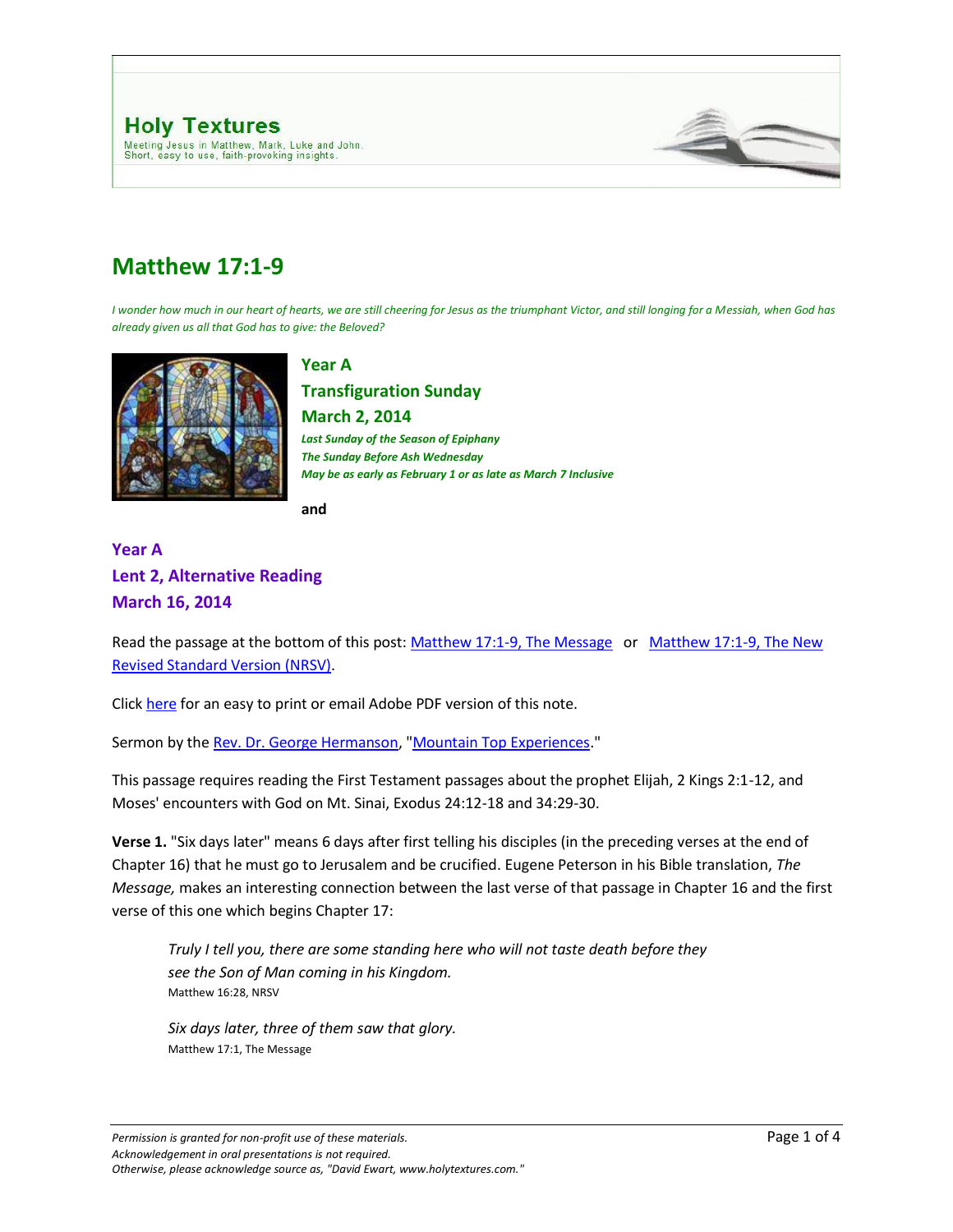**Holy Textures**

Meeting Jesus in Matthew, Mark, Luke and John.
Short, easy to use, faith-provoking insights.

# Matthew 17:1-9

*I wonder how much in our heart of hearts, we are still cheering for Jesus as the triumphant Victor, and still longing for a Messiah, when God has already given us all that God has to give: the Beloved?*

## Year A
## Transfiguration Sunday
## March 2, 2014

***Last Sunday of the Season of Epiphany***
***The Sunday Before Ash Wednesday***
***May be as early as February 1 or as late as March 7 Inclusive***

**and**

## Year A
## Lent 2, Alternative Reading
## March 16, 2014

Read the passage at the bottom of this post: Matthew 17:1-9, The Message or Matthew 17:1-9, The New Revised Standard Version (NRSV).

Click here for an easy to print or email Adobe PDF version of this note.

Sermon by the Rev. Dr. George Hermanson, "Mountain Top Experiences."

This passage requires reading the First Testament passages about the prophet Elijah, 2 Kings 2:1-12, and Moses' encounters with God on Mt. Sinai, Exodus 24:12-18 and 34:29-30.

**Verse 1.** "Six days later" means 6 days after first telling his disciples (in the preceding verses at the end of Chapter 16) that he must go to Jerusalem and be crucified. Eugene Peterson in his Bible translation, *The Message,* makes an interesting connection between the last verse of that passage in Chapter 16 and the first verse of this one which begins Chapter 17:

> *Truly I tell you, there are some standing here who will not taste death before they see the Son of Man coming in his Kingdom.*
> Matthew 16:28, NRSV
>
> *Six days later, three of them saw that glory.*
> Matthew 17:1, The Message

*Permission is granted for non-profit use of these materials.*
*Acknowledgement in oral presentations is not required.*
*Otherwise, please acknowledge source as, "David Ewart, www.holytextures.com."*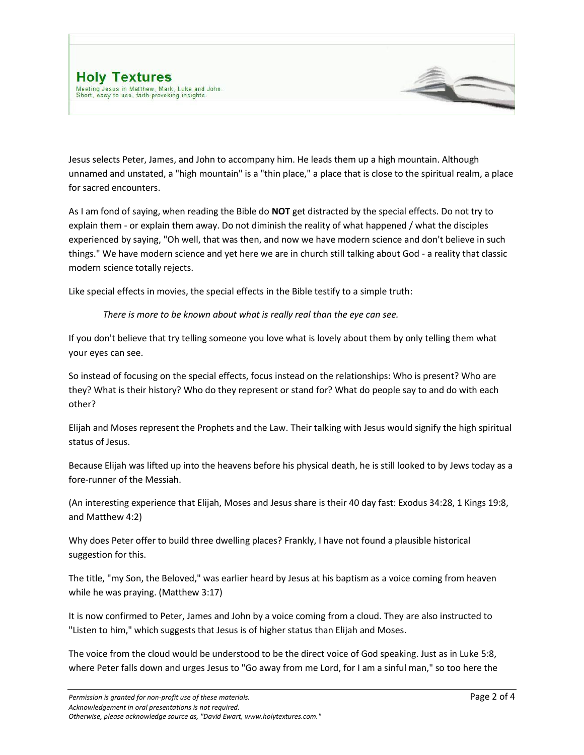Jesus selects Peter, James, and John to accompany him. He leads them up a high mountain. Although unnamed and unstated, a "high mountain" is a "thin place," a place that is close to the spiritual realm, a place for sacred encounters.

As I am fond of saying, when reading the Bible do **NOT** get distracted by the special effects. Do not try to explain them - or explain them away. Do not diminish the reality of what happened / what the disciples experienced by saying, "Oh well, that was then, and now we have modern science and don't believe in such things." We have modern science and yet here we are in church still talking about God - a reality that classic modern science totally rejects.

Like special effects in movies, the special effects in the Bible testify to a simple truth:

> *There is more to be known about what is really real than the eye can see.*

If you don't believe that try telling someone you love what is lovely about them by only telling them what your eyes can see.

So instead of focusing on the special effects, focus instead on the relationships: Who is present? Who are they? What is their history? Who do they represent or stand for? What do people say to and do with each other?

Elijah and Moses represent the Prophets and the Law. Their talking with Jesus would signify the high spiritual status of Jesus.

Because Elijah was lifted up into the heavens before his physical death, he is still looked to by Jews today as a fore-runner of the Messiah.

(An interesting experience that Elijah, Moses and Jesus share is their 40 day fast: Exodus 34:28, 1 Kings 19:8, and Matthew 4:2)

Why does Peter offer to build three dwelling places? Frankly, I have not found a plausible historical suggestion for this.

The title, "my Son, the Beloved," was earlier heard by Jesus at his baptism as a voice coming from heaven while he was praying. (Matthew 3:17)

It is now confirmed to Peter, James and John by a voice coming from a cloud. They are also instructed to "Listen to him," which suggests that Jesus is of higher status than Elijah and Moses.

The voice from the cloud would be understood to be the direct voice of God speaking. Just as in Luke 5:8, where Peter falls down and urges Jesus to "Go away from me Lord, for I am a sinful man," so too here the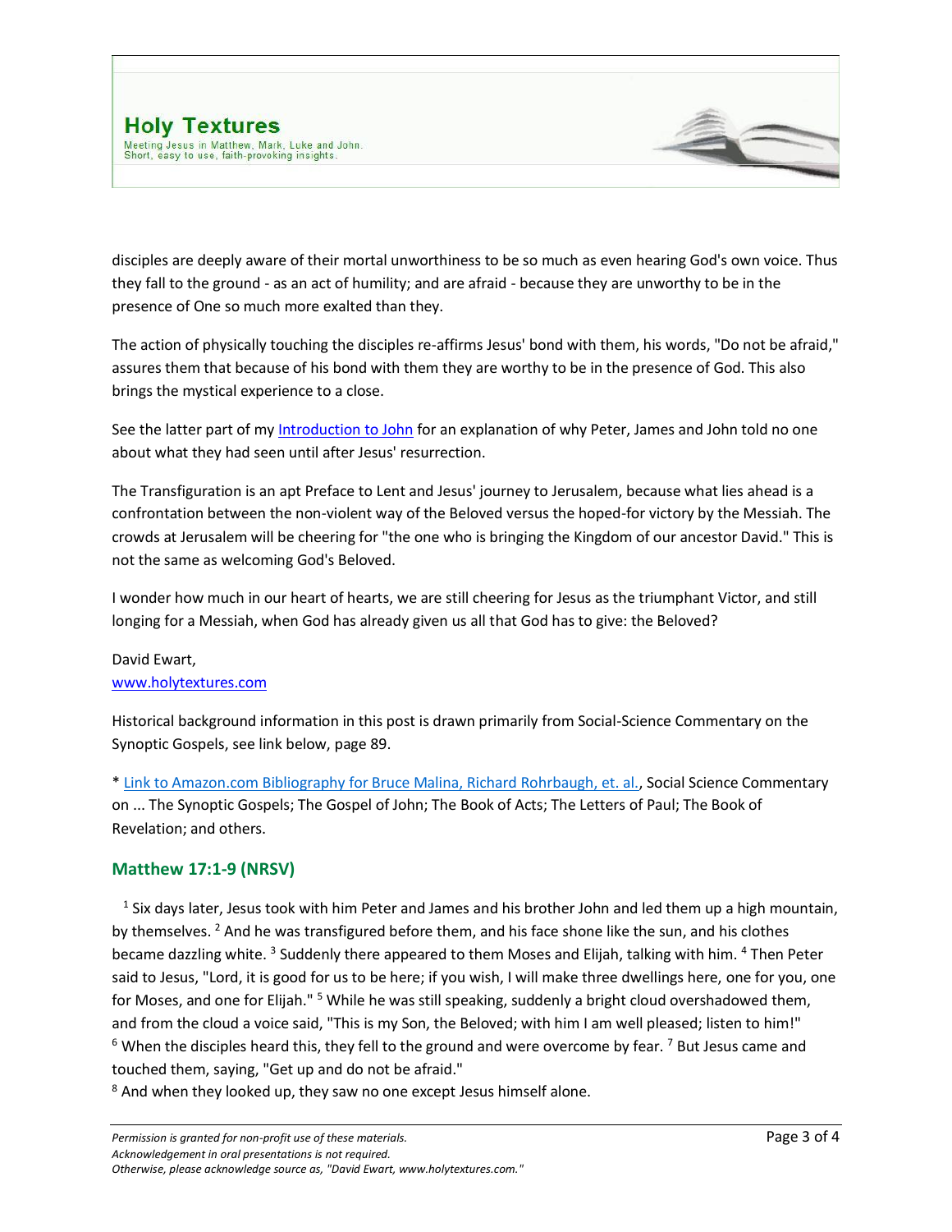disciples are deeply aware of their mortal unworthiness to be so much as even hearing God's own voice. Thus they fall to the ground - as an act of humility; and are afraid - because they are unworthy to be in the presence of One so much more exalted than they.

The action of physically touching the disciples re-affirms Jesus' bond with them, his words, "Do not be afraid," assures them that because of his bond with them they are worthy to be in the presence of God. This also brings the mystical experience to a close.

See the latter part of my Introduction to John for an explanation of why Peter, James and John told no one about what they had seen until after Jesus' resurrection.

The Transfiguration is an apt Preface to Lent and Jesus' journey to Jerusalem, because what lies ahead is a confrontation between the non-violent way of the Beloved versus the hoped-for victory by the Messiah. The crowds at Jerusalem will be cheering for "the one who is bringing the Kingdom of our ancestor David." This is not the same as welcoming God's Beloved.

I wonder how much in our heart of hearts, we are still cheering for Jesus as the triumphant Victor, and still longing for a Messiah, when God has already given us all that God has to give: the Beloved?

David Ewart,
www.holytextures.com

Historical background information in this post is drawn primarily from Social-Science Commentary on the Synoptic Gospels, see link below, page 89.

* Link to Amazon.com Bibliography for Bruce Malina, Richard Rohrbaugh, et. al., Social Science Commentary on ... The Synoptic Gospels; The Gospel of John; The Book of Acts; The Letters of Paul; The Book of Revelation; and others.

## Matthew 17:1-9 (NRSV)

[1] Six days later, Jesus took with him Peter and James and his brother John and led them up a high mountain, by themselves. [2] And he was transfigured before them, and his face shone like the sun, and his clothes became dazzling white. [3] Suddenly there appeared to them Moses and Elijah, talking with him. [4] Then Peter said to Jesus, "Lord, it is good for us to be here; if you wish, I will make three dwellings here, one for you, one for Moses, and one for Elijah." [5] While he was still speaking, suddenly a bright cloud overshadowed them, and from the cloud a voice said, "This is my Son, the Beloved; with him I am well pleased; listen to him!" [6] When the disciples heard this, they fell to the ground and were overcome by fear. [7] But Jesus came and touched them, saying, "Get up and do not be afraid."
[8] And when they looked up, they saw no one except Jesus himself alone.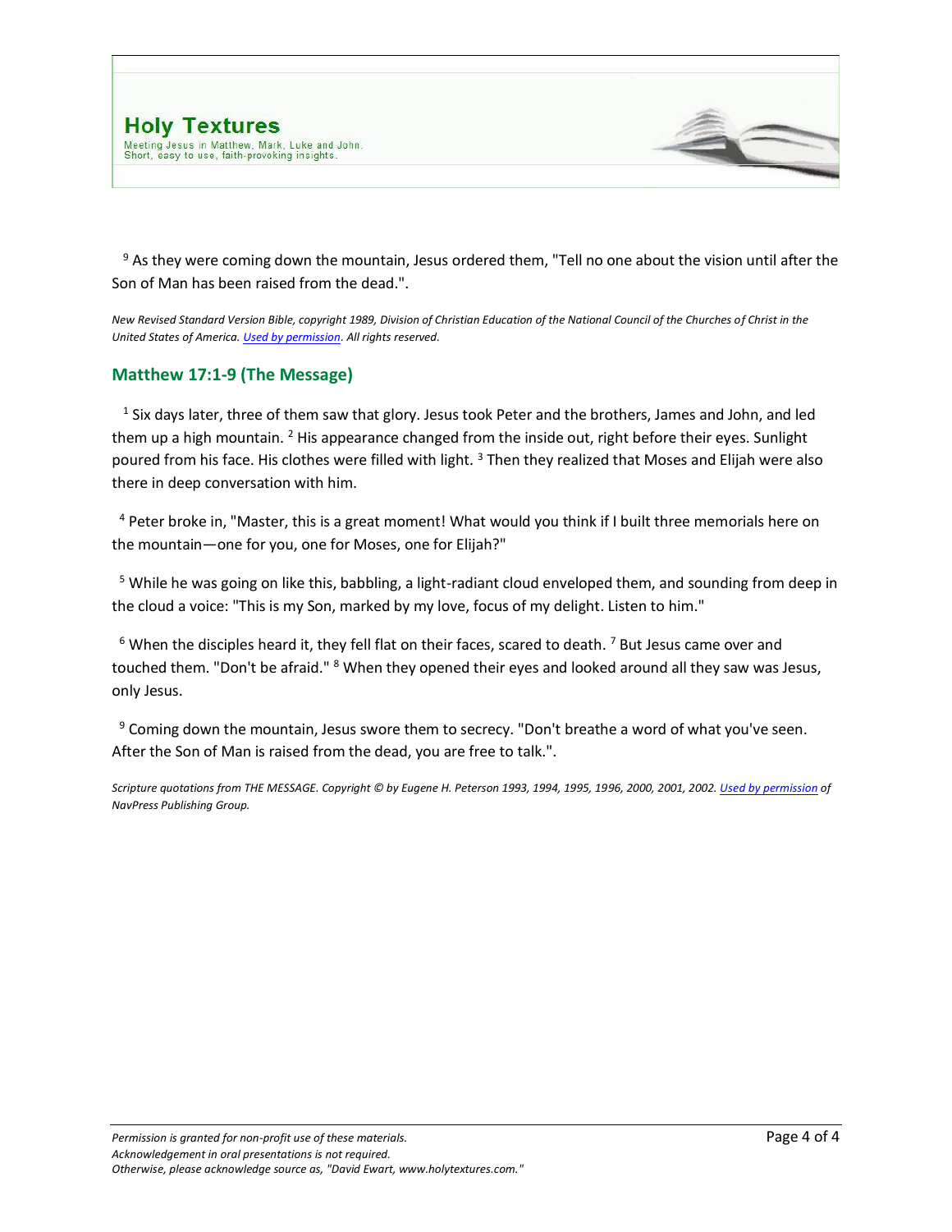[9] As they were coming down the mountain, Jesus ordered them, "Tell no one about the vision until after the Son of Man has been raised from the dead.".

*New Revised Standard Version Bible, copyright 1989, Division of Christian Education of the National Council of the Churches of Christ in the United States of America. Used by permission. All rights reserved.*

## Matthew 17:1-9 (The Message)

[1] Six days later, three of them saw that glory. Jesus took Peter and the brothers, James and John, and led them up a high mountain. [2] His appearance changed from the inside out, right before their eyes. Sunlight poured from his face. His clothes were filled with light. [3] Then they realized that Moses and Elijah were also there in deep conversation with him.

[4] Peter broke in, "Master, this is a great moment! What would you think if I built three memorials here on the mountain—one for you, one for Moses, one for Elijah?"

[5] While he was going on like this, babbling, a light-radiant cloud enveloped them, and sounding from deep in the cloud a voice: "This is my Son, marked by my love, focus of my delight. Listen to him."

[6] When the disciples heard it, they fell flat on their faces, scared to death. [7] But Jesus came over and touched them. "Don't be afraid." [8] When they opened their eyes and looked around all they saw was Jesus, only Jesus.

[9] Coming down the mountain, Jesus swore them to secrecy. "Don't breathe a word of what you've seen. After the Son of Man is raised from the dead, you are free to talk.".

*Scripture quotations from THE MESSAGE. Copyright © by Eugene H. Peterson 1993, 1994, 1995, 1996, 2000, 2001, 2002. Used by permission of NavPress Publishing Group.*

*Permission is granted for non-profit use of these materials.*
*Acknowledgement in oral presentations is not required.*
*Otherwise, please acknowledge source as, "David Ewart, www.holytextures.com."*